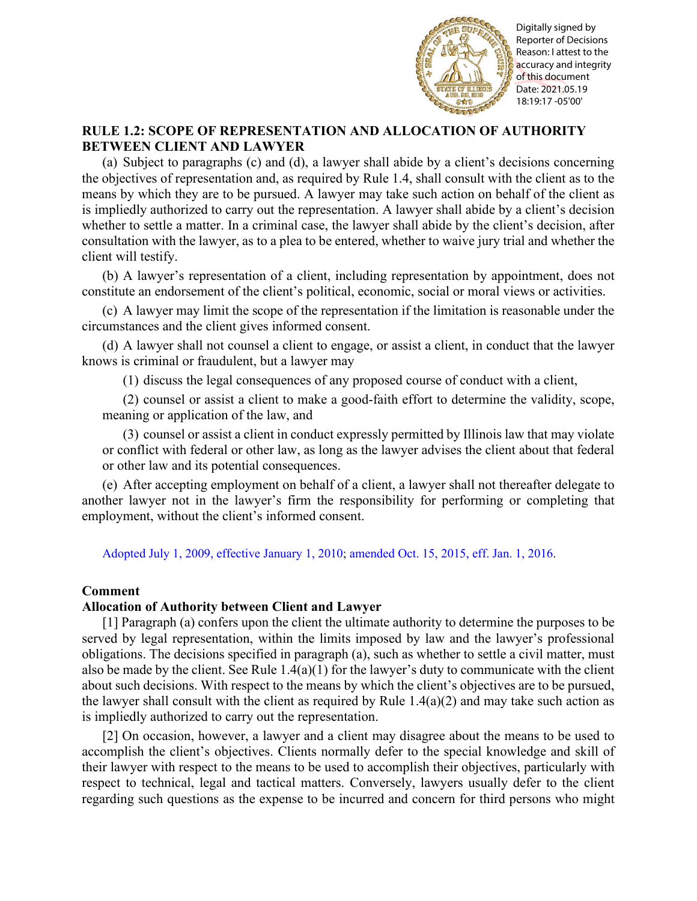## RULE 1.2: SCOPE OF REPRESENTATION AND ALLOCATION OF AUTHORITY BETWEEN CLIENT AND LAWYER

(a) Subject to paragraphs (c) and (d), a lawyer shall abide by a client's decisions concerning the objectives of representation and, as required by Rule 1.4, shall consult with the client as to the means by which they are to be pursued. A lawyer may take such action on behalf of the client as is impliedly authorized to carry out the representation. A lawyer shall abide by a client's decision whether to settle a matter. In a criminal case, the lawyer shall abide by the client's decision, after consultation with the lawyer, as to a plea to be entered, whether to waive jury trial and whether the client will testify.

(b) A lawyer's representation of a client, including representation by appointment, does not constitute an endorsement of the client's political, economic, social or moral views or activities.

(c) A lawyer may limit the scope of the representation if the limitation is reasonable under the circumstances and the client gives informed consent.

(d) A lawyer shall not counsel a client to engage, or assist a client, in conduct that the lawyer knows is criminal or fraudulent, but a lawyer may

(1) discuss the legal consequences of any proposed course of conduct with a client,

(2) counsel or assist a client to make a good-faith effort to determine the validity, scope, meaning or application of the law, and

(3) counsel or assist a client in conduct expressly permitted by Illinois law that may violate or conflict with federal or other law, as long as the lawyer advises the client about that federal or other law and its potential consequences.

(e) After accepting employment on behalf of a client, a lawyer shall not thereafter delegate to another lawyer not in the lawyer's firm the responsibility for performing or completing that employment, without the client's informed consent.

Adopted July 1, 2009, effective January 1, 2010; amended Oct. 15, 2015, eff. Jan. 1, 2016.

### Comment

#### Allocation of Authority between Client and Lawyer

[1] Paragraph (a) confers upon the client the ultimate authority to determine the purposes to be served by legal representation, within the limits imposed by law and the lawyer's professional obligations. The decisions specified in paragraph (a), such as whether to settle a civil matter, must also be made by the client. See Rule 1.4(a)(1) for the lawyer's duty to communicate with the client about such decisions. With respect to the means by which the client's objectives are to be pursued, the lawyer shall consult with the client as required by Rule 1.4(a)(2) and may take such action as is impliedly authorized to carry out the representation.

[2] On occasion, however, a lawyer and a client may disagree about the means to be used to accomplish the client's objectives. Clients normally defer to the special knowledge and skill of their lawyer with respect to the means to be used to accomplish their objectives, particularly with respect to technical, legal and tactical matters. Conversely, lawyers usually defer to the client regarding such questions as the expense to be incurred and concern for third persons who might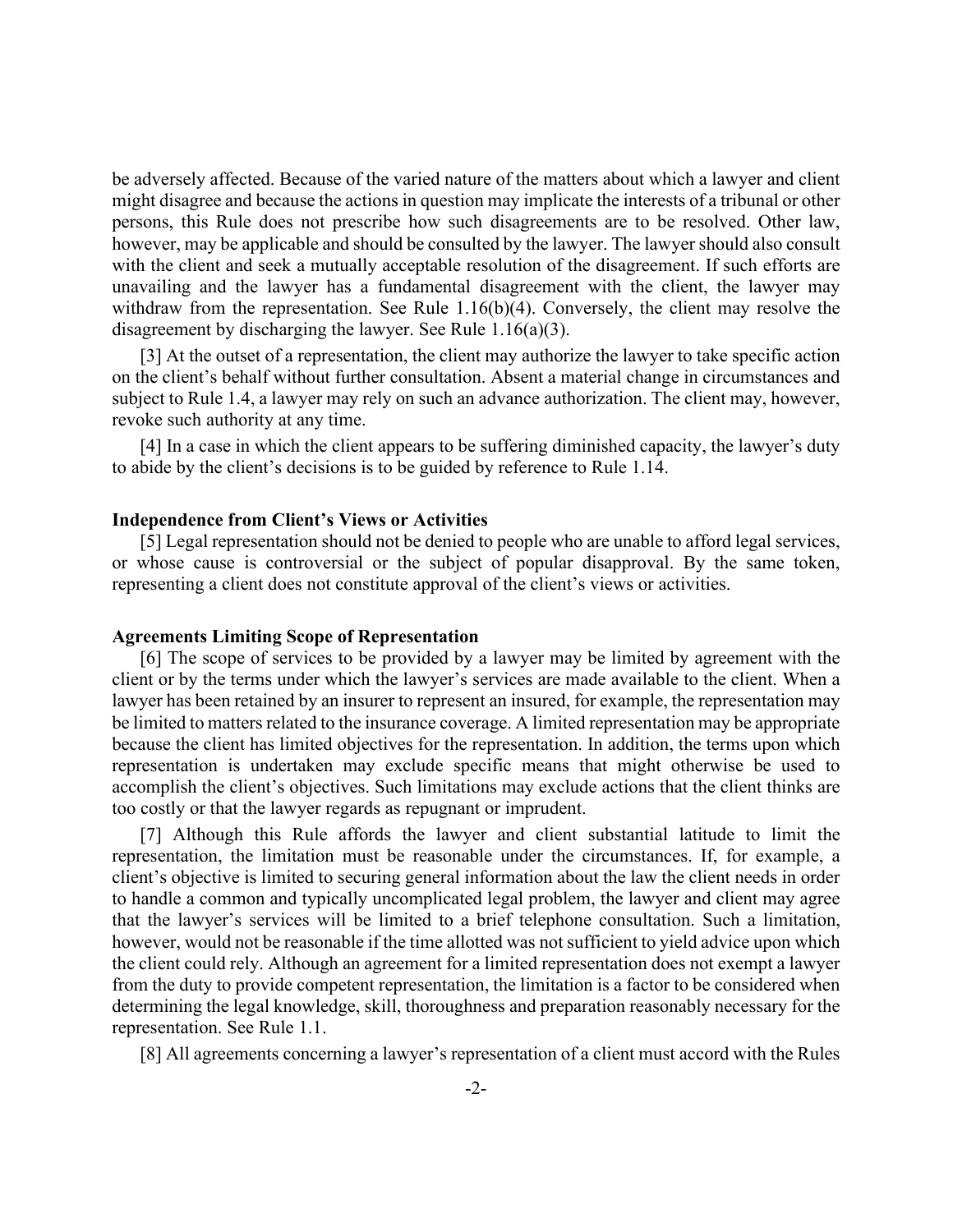be adversely affected. Because of the varied nature of the matters about which a lawyer and client might disagree and because the actions in question may implicate the interests of a tribunal or other persons, this Rule does not prescribe how such disagreements are to be resolved. Other law, however, may be applicable and should be consulted by the lawyer. The lawyer should also consult with the client and seek a mutually acceptable resolution of the disagreement. If such efforts are unavailing and the lawyer has a fundamental disagreement with the client, the lawyer may withdraw from the representation. See Rule 1.16(b)(4). Conversely, the client may resolve the disagreement by discharging the lawyer. See Rule 1.16(a)(3).

[3] At the outset of a representation, the client may authorize the lawyer to take specific action on the client's behalf without further consultation. Absent a material change in circumstances and subject to Rule 1.4, a lawyer may rely on such an advance authorization. The client may, however, revoke such authority at any time.

[4] In a case in which the client appears to be suffering diminished capacity, the lawyer's duty to abide by the client's decisions is to be guided by reference to Rule 1.14.

**Independence from Client's Views or Activities**

[5] Legal representation should not be denied to people who are unable to afford legal services, or whose cause is controversial or the subject of popular disapproval. By the same token, representing a client does not constitute approval of the client's views or activities.

**Agreements Limiting Scope of Representation**

[6] The scope of services to be provided by a lawyer may be limited by agreement with the client or by the terms under which the lawyer's services are made available to the client. When a lawyer has been retained by an insurer to represent an insured, for example, the representation may be limited to matters related to the insurance coverage. A limited representation may be appropriate because the client has limited objectives for the representation. In addition, the terms upon which representation is undertaken may exclude specific means that might otherwise be used to accomplish the client's objectives. Such limitations may exclude actions that the client thinks are too costly or that the lawyer regards as repugnant or imprudent.

[7] Although this Rule affords the lawyer and client substantial latitude to limit the representation, the limitation must be reasonable under the circumstances. If, for example, a client's objective is limited to securing general information about the law the client needs in order to handle a common and typically uncomplicated legal problem, the lawyer and client may agree that the lawyer's services will be limited to a brief telephone consultation. Such a limitation, however, would not be reasonable if the time allotted was not sufficient to yield advice upon which the client could rely. Although an agreement for a limited representation does not exempt a lawyer from the duty to provide competent representation, the limitation is a factor to be considered when determining the legal knowledge, skill, thoroughness and preparation reasonably necessary for the representation. See Rule 1.1.

[8] All agreements concerning a lawyer's representation of a client must accord with the Rules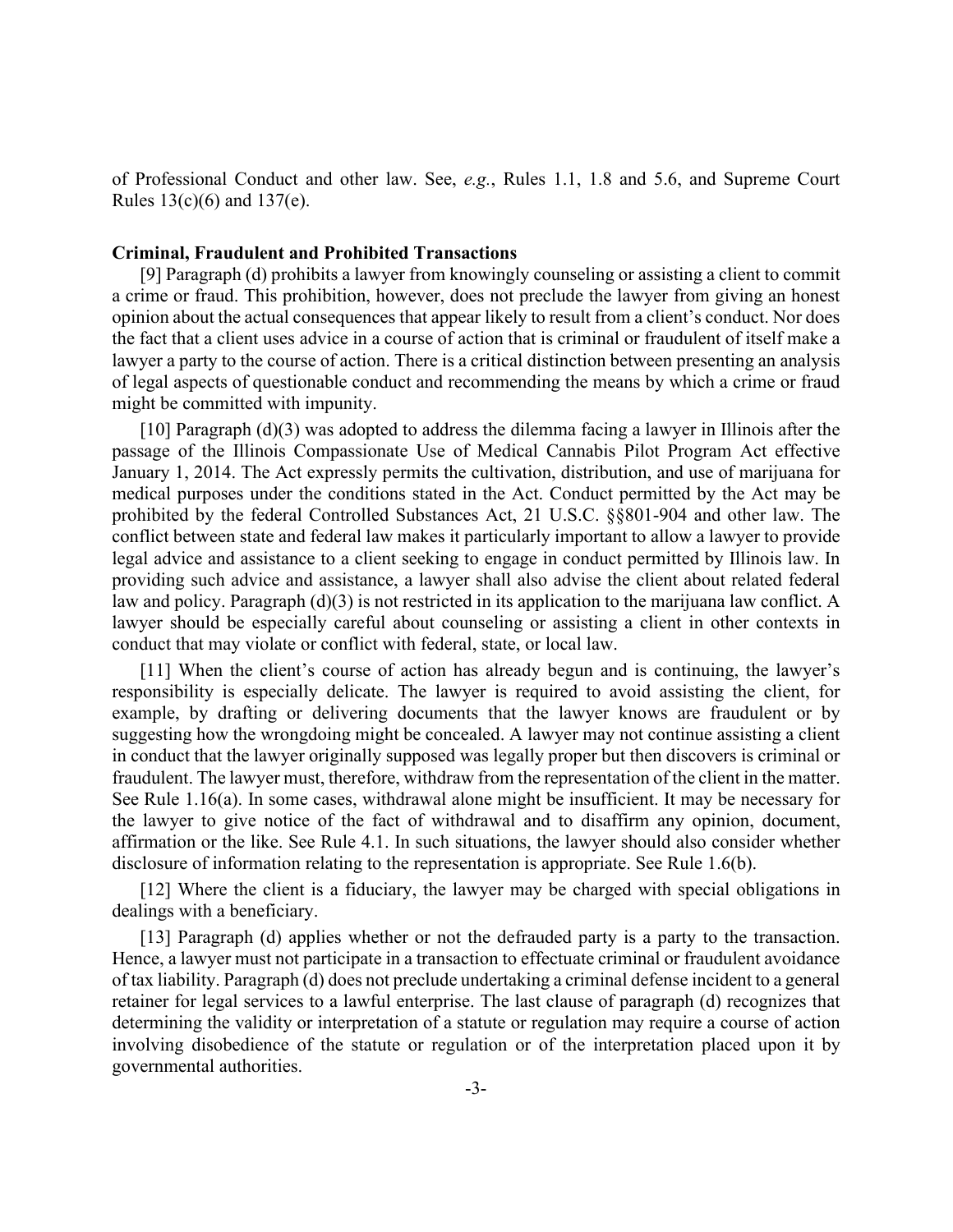of Professional Conduct and other law. See, *e.g.*, Rules 1.1, 1.8 and 5.6, and Supreme Court Rules 13(c)(6) and 137(e).

**Criminal, Fraudulent and Prohibited Transactions**

[9] Paragraph (d) prohibits a lawyer from knowingly counseling or assisting a client to commit a crime or fraud. This prohibition, however, does not preclude the lawyer from giving an honest opinion about the actual consequences that appear likely to result from a client's conduct. Nor does the fact that a client uses advice in a course of action that is criminal or fraudulent of itself make a lawyer a party to the course of action. There is a critical distinction between presenting an analysis of legal aspects of questionable conduct and recommending the means by which a crime or fraud might be committed with impunity.

[10] Paragraph (d)(3) was adopted to address the dilemma facing a lawyer in Illinois after the passage of the Illinois Compassionate Use of Medical Cannabis Pilot Program Act effective January 1, 2014. The Act expressly permits the cultivation, distribution, and use of marijuana for medical purposes under the conditions stated in the Act. Conduct permitted by the Act may be prohibited by the federal Controlled Substances Act, 21 U.S.C. §§801-904 and other law. The conflict between state and federal law makes it particularly important to allow a lawyer to provide legal advice and assistance to a client seeking to engage in conduct permitted by Illinois law. In providing such advice and assistance, a lawyer shall also advise the client about related federal law and policy. Paragraph (d)(3) is not restricted in its application to the marijuana law conflict. A lawyer should be especially careful about counseling or assisting a client in other contexts in conduct that may violate or conflict with federal, state, or local law.

[11] When the client's course of action has already begun and is continuing, the lawyer's responsibility is especially delicate. The lawyer is required to avoid assisting the client, for example, by drafting or delivering documents that the lawyer knows are fraudulent or by suggesting how the wrongdoing might be concealed. A lawyer may not continue assisting a client in conduct that the lawyer originally supposed was legally proper but then discovers is criminal or fraudulent. The lawyer must, therefore, withdraw from the representation of the client in the matter. See Rule 1.16(a). In some cases, withdrawal alone might be insufficient. It may be necessary for the lawyer to give notice of the fact of withdrawal and to disaffirm any opinion, document, affirmation or the like. See Rule 4.1. In such situations, the lawyer should also consider whether disclosure of information relating to the representation is appropriate. See Rule 1.6(b).

[12] Where the client is a fiduciary, the lawyer may be charged with special obligations in dealings with a beneficiary.

[13] Paragraph (d) applies whether or not the defrauded party is a party to the transaction. Hence, a lawyer must not participate in a transaction to effectuate criminal or fraudulent avoidance of tax liability. Paragraph (d) does not preclude undertaking a criminal defense incident to a general retainer for legal services to a lawful enterprise. The last clause of paragraph (d) recognizes that determining the validity or interpretation of a statute or regulation may require a course of action involving disobedience of the statute or regulation or of the interpretation placed upon it by governmental authorities.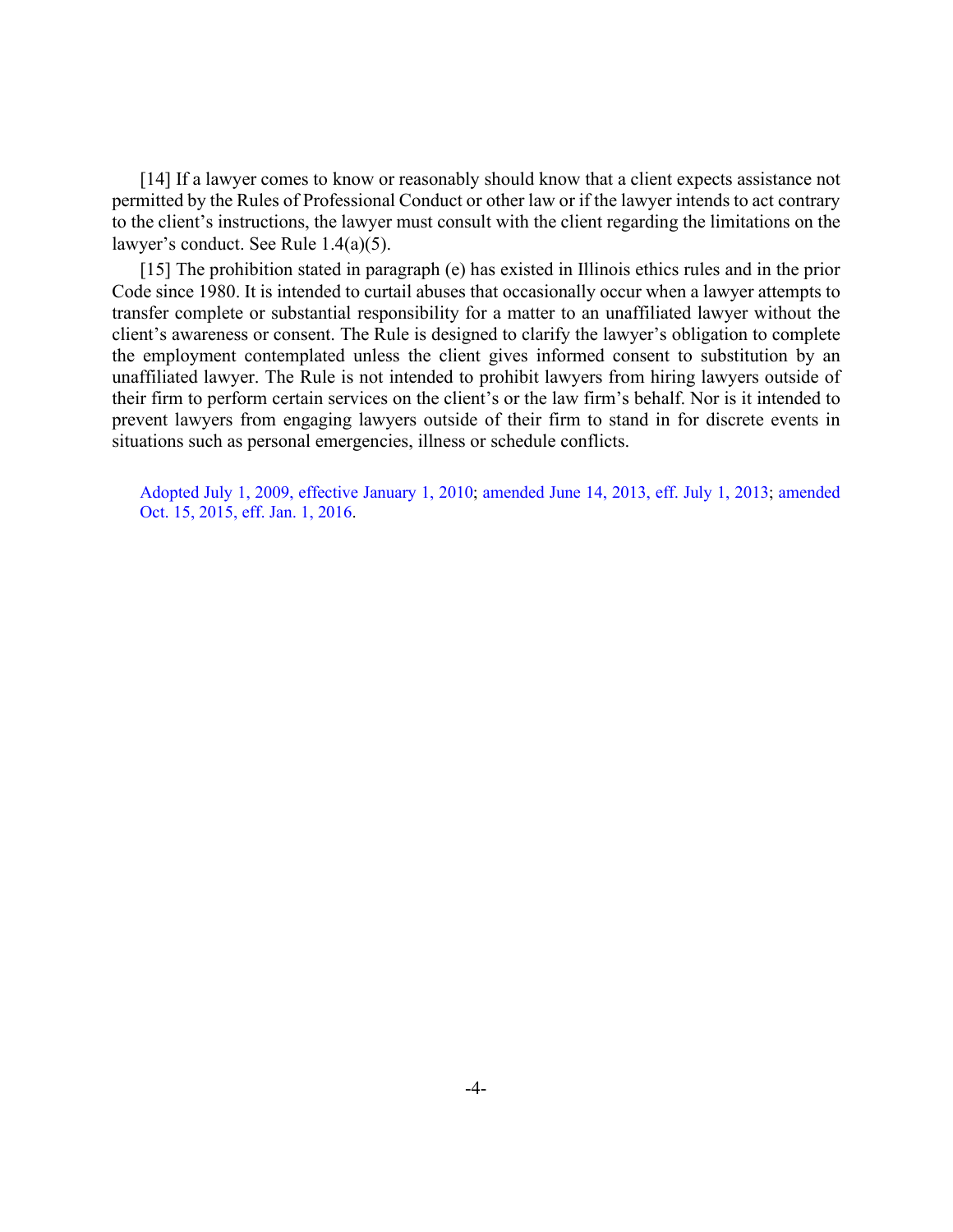[14] If a lawyer comes to know or reasonably should know that a client expects assistance not permitted by the Rules of Professional Conduct or other law or if the lawyer intends to act contrary to the client's instructions, the lawyer must consult with the client regarding the limitations on the lawyer's conduct. See Rule 1.4(a)(5).

[15] The prohibition stated in paragraph (e) has existed in Illinois ethics rules and in the prior Code since 1980. It is intended to curtail abuses that occasionally occur when a lawyer attempts to transfer complete or substantial responsibility for a matter to an unaffiliated lawyer without the client's awareness or consent. The Rule is designed to clarify the lawyer's obligation to complete the employment contemplated unless the client gives informed consent to substitution by an unaffiliated lawyer. The Rule is not intended to prohibit lawyers from hiring lawyers outside of their firm to perform certain services on the client's or the law firm's behalf. Nor is it intended to prevent lawyers from engaging lawyers outside of their firm to stand in for discrete events in situations such as personal emergencies, illness or schedule conflicts.

Adopted July 1, 2009, effective January 1, 2010; amended June 14, 2013, eff. July 1, 2013; amended Oct. 15, 2015, eff. Jan. 1, 2016.